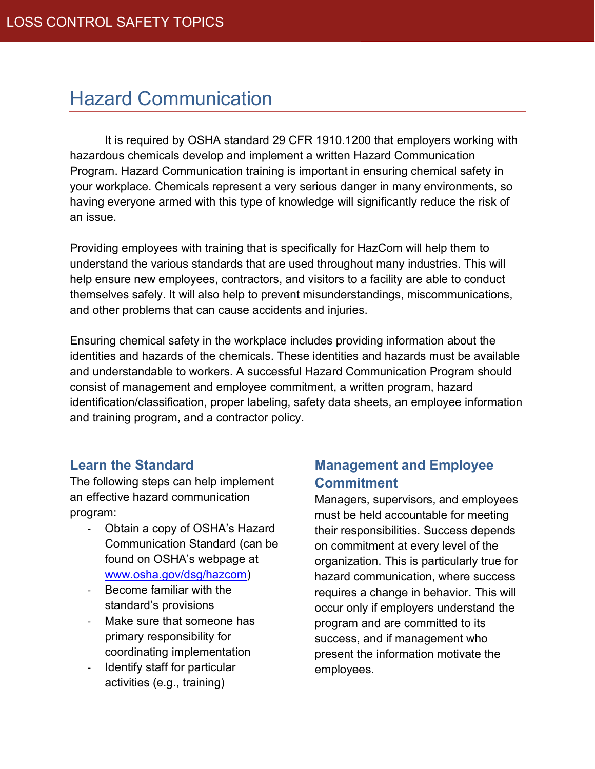# Hazard Communication

It is required by OSHA standard 29 CFR 1910.1200 that employers working with hazardous chemicals develop and implement a written Hazard Communication Program. Hazard Communication training is important in ensuring chemical safety in your workplace. Chemicals represent a very serious danger in many environments, so having everyone armed with this type of knowledge will significantly reduce the risk of an issue.

Providing employees with training that is specifically for HazCom will help them to understand the various standards that are used throughout many industries. This will help ensure new employees, contractors, and visitors to a facility are able to conduct themselves safely. It will also help to prevent misunderstandings, miscommunications, and other problems that can cause accidents and injuries.

Ensuring chemical safety in the workplace includes providing information about the identities and hazards of the chemicals. These identities and hazards must be available and understandable to workers. A successful Hazard Communication Program should consist of management and employee commitment, a written program, hazard identification/classification, proper labeling, safety data sheets, an employee information and training program, and a contractor policy.

## Learn the Standard

The following steps can help implement an effective hazard communication program:

- Obtain a copy of OSHA's Hazard Communication Standard (can be found on OSHA's webpage at [www.osha.gov/dsg/hazcom](http://www.osha.gov/dsg/hazcom))
- Become familiar with the standard's provisions
- Make sure that someone has primary responsibility for coordinating implementation
- Identify staff for particular activities (e.g., training)

## Management and Employee Commitment

Managers, supervisors, and employees must be held accountable for meeting their responsibilities. Success depends on commitment at every level of the organization. This is particularly true for hazard communication, where success requires a change in behavior. This will occur only if employers understand the program and are committed to its success, and if management who present the information motivate the employees.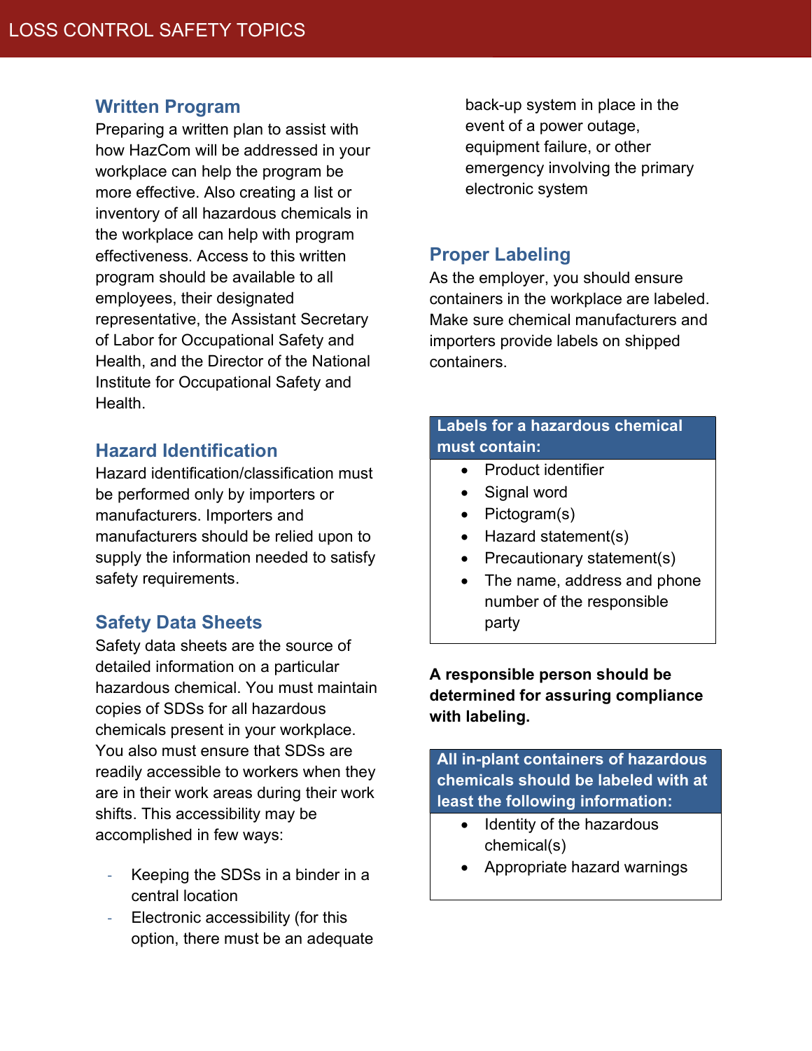## Written Program

Preparing a written plan to assist with how HazCom will be addressed in your workplace can help the program be more effective. Also creating a list or inventory of all hazardous chemicals in the workplace can help with program effectiveness. Access to this written program should be available to all employees, their designated representative, the Assistant Secretary of Labor for Occupational Safety and Health, and the Director of the National Institute for Occupational Safety and Health.

## Hazard Identification

Hazard identification/classification must be performed only by importers or manufacturers. Importers and manufacturers should be relied upon to supply the information needed to satisfy safety requirements.

## Safety Data Sheets

Safety data sheets are the source of detailed information on a particular hazardous chemical. You must maintain copies of SDSs for all hazardous chemicals present in your workplace. You also must ensure that SDSs are readily accessible to workers when they are in their work areas during their work shifts. This accessibility may be accomplished in few ways:

- Keeping the SDSs in a binder in a central location
- Electronic accessibility (for this option, there must be an adequate back-up system in place in the event of a power outage, equipment failure, or other emergency involving the primary electronic system

## Proper Labeling

As the employer, you should ensure containers in the workplace are labeled. Make sure chemical manufacturers and importers provide labels on shipped containers.

**Labels for a hazardous chemical must contain:**

- Product identifier
- Signal word
- Pictogram(s)
- Hazard statement(s)
- Precautionary statement(s)
- The name, address and phone number of the responsible party

**A responsible person should be determined for assuring compliance with labeling.**

**All in-plant containers of hazardous chemicals should be labeled with at least the following information:**

- Identity of the hazardous chemical(s)
- Appropriate hazard warnings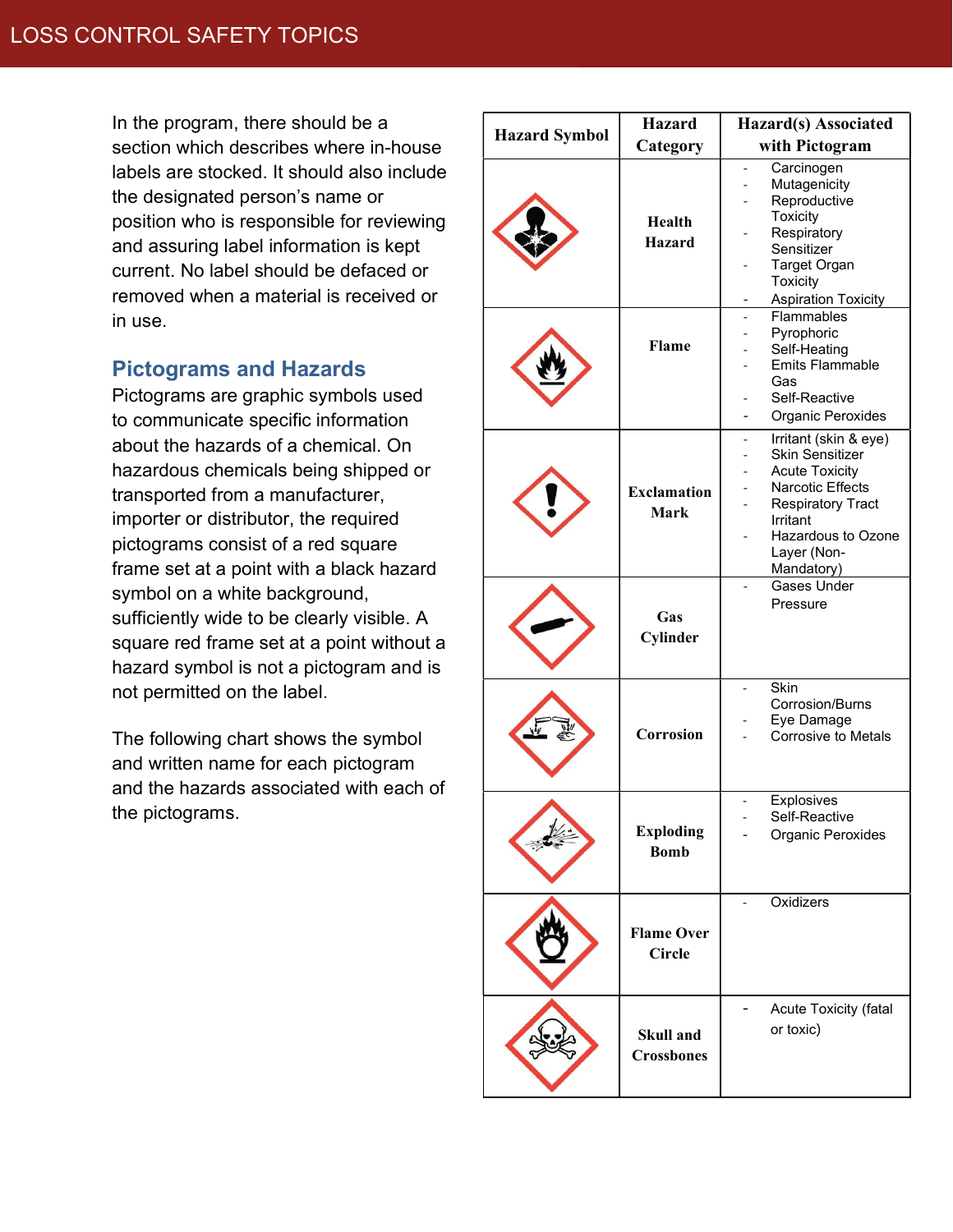In the program, there should be a section which describes where in-house labels are stocked. It should also include the designated person's name or position who is responsible for reviewing and assuring label information is kept current. No label should be defaced or removed when a material is received or in use.

## Pictograms and Hazards

Pictograms are graphic symbols used to communicate specific information about the hazards of a chemical. On hazardous chemicals being shipped or transported from a manufacturer, importer or distributor, the required pictograms consist of a red square frame set at a point with a black hazard symbol on a white background, sufficiently wide to be clearly visible. A square red frame set at a point without a hazard symbol is not a pictogram and is not permitted on the label.

The following chart shows the symbol and written name for each pictogram and the hazards associated with each of the pictograms.

| Hazard Symbol | Hazard Category | Hazard(s) Associated with Pictogram |
|---|---|---|
| | Health Hazard | - Carcinogen<br>- Mutagenicity<br>- Reproductive Toxicity<br>- Respiratory Sensitizer<br>- Target Organ Toxicity<br>- Aspiration Toxicity |
| | Flame | - Flammables<br>- Pyrophoric<br>- Self-Heating<br>- Emits Flammable Gas<br>- Self-Reactive<br>- Organic Peroxides |
| | Exclamation Mark | - Irritant (skin & eye)<br>- Skin Sensitizer<br>- Acute Toxicity<br>- Narcotic Effects<br>- Respiratory Tract Irritant<br>- Hazardous to Ozone Layer (Non-Mandatory) |
| | Gas Cylinder | - Gases Under Pressure |
| | Corrosion | - Skin Corrosion/Burns<br>- Eye Damage<br>- Corrosive to Metals |
| | Exploding Bomb | - Explosives<br>- Self-Reactive<br>- Organic Peroxides |
| | Flame Over Circle | - Oxidizers |
| | Skull and Crossbones | - Acute Toxicity (fatal or toxic) |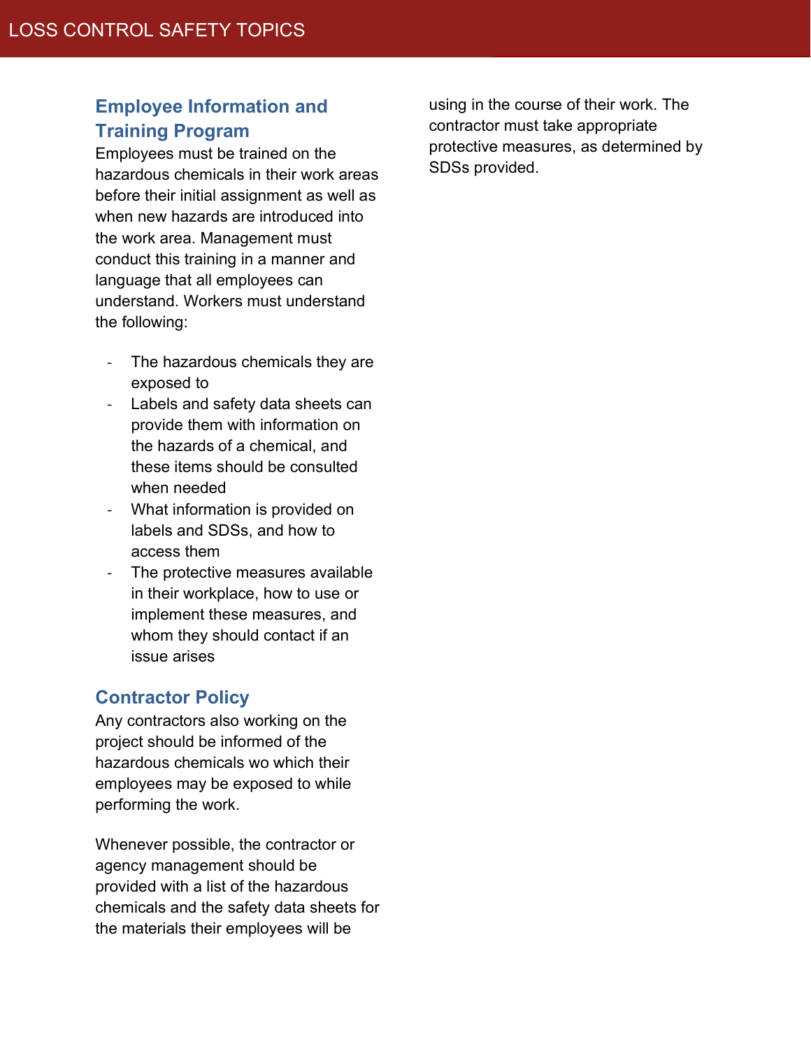## Employee Information and Training Program

Employees must be trained on the hazardous chemicals in their work areas before their initial assignment as well as when new hazards are introduced into the work area. Management must conduct this training in a manner and language that all employees can understand. Workers must understand the following:

- The hazardous chemicals they are exposed to
- Labels and safety data sheets can provide them with information on the hazards of a chemical, and these items should be consulted when needed
- What information is provided on labels and SDSs, and how to access them
- The protective measures available in their workplace, how to use or implement these measures, and whom they should contact if an issue arises

## Contractor Policy

Any contractors also working on the project should be informed of the hazardous chemicals wo which their employees may be exposed to while performing the work.

Whenever possible, the contractor or agency management should be provided with a list of the hazardous chemicals and the safety data sheets for the materials their employees will be using in the course of their work. The contractor must take appropriate protective measures, as determined by SDSs provided.